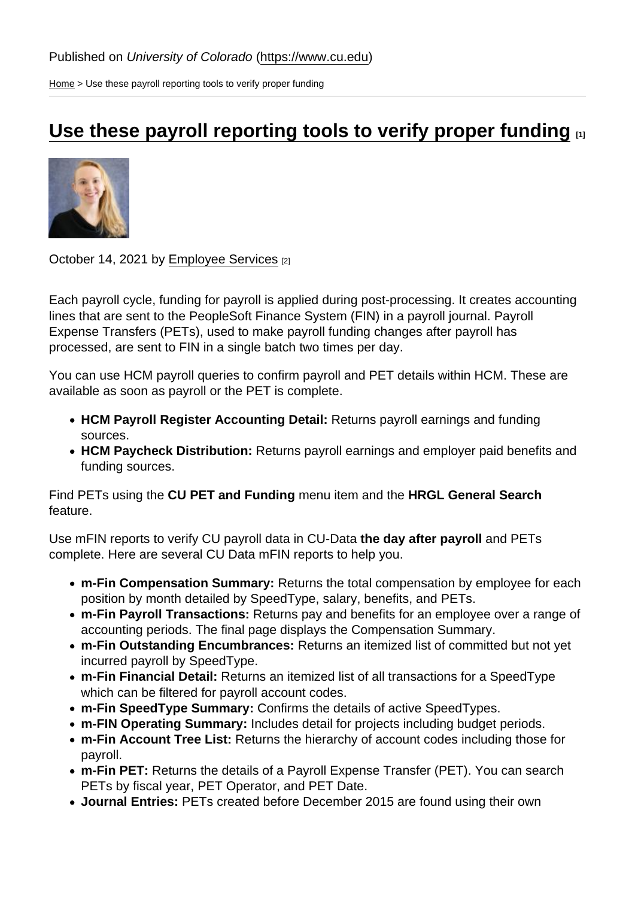Published on *University of Colorado* (https://www.cu.edu)

Home > Use these payroll reporting tools to verify proper funding

# Use these payroll reporting tools to verify proper funding [1]

October 14, 2021 by Employee Services [2]

Each payroll cycle, funding for payroll is applied during post-processing. It creates accounting lines that are sent to the PeopleSoft Finance System (FIN) in a payroll journal. Payroll Expense Transfers (PETs), used to make payroll funding changes after payroll has processed, are sent to FIN in a single batch two times per day.

You can use HCM payroll queries to confirm payroll and PET details within HCM. These are available as soon as payroll or the PET is complete.

- **HCM Payroll Register Accounting Detail:** Returns payroll earnings and funding sources.
- **HCM Paycheck Distribution:** Returns payroll earnings and employer paid benefits and funding sources.

Find PETs using the **CU PET and Funding** menu item and the **HRGL General Search** feature.

Use mFIN reports to verify CU payroll data in CU-Data **the day after payroll** and PETs complete. Here are several CU Data mFIN reports to help you.

- **m-Fin Compensation Summary:** Returns the total compensation by employee for each position by month detailed by SpeedType, salary, benefits, and PETs.
- **m-Fin Payroll Transactions:** Returns pay and benefits for an employee over a range of accounting periods. The final page displays the Compensation Summary.
- **m-Fin Outstanding Encumbrances:** Returns an itemized list of committed but not yet incurred payroll by SpeedType.
- **m-Fin Financial Detail:** Returns an itemized list of all transactions for a SpeedType which can be filtered for payroll account codes.
- **m-Fin SpeedType Summary:** Confirms the details of active SpeedTypes.
- **m-FIN Operating Summary:** Includes detail for projects including budget periods.
- **m-Fin Account Tree List:** Returns the hierarchy of account codes including those for payroll.
- **m-Fin PET:** Returns the details of a Payroll Expense Transfer (PET). You can search PETs by fiscal year, PET Operator, and PET Date.
- **Journal Entries:** PETs created before December 2015 are found using their own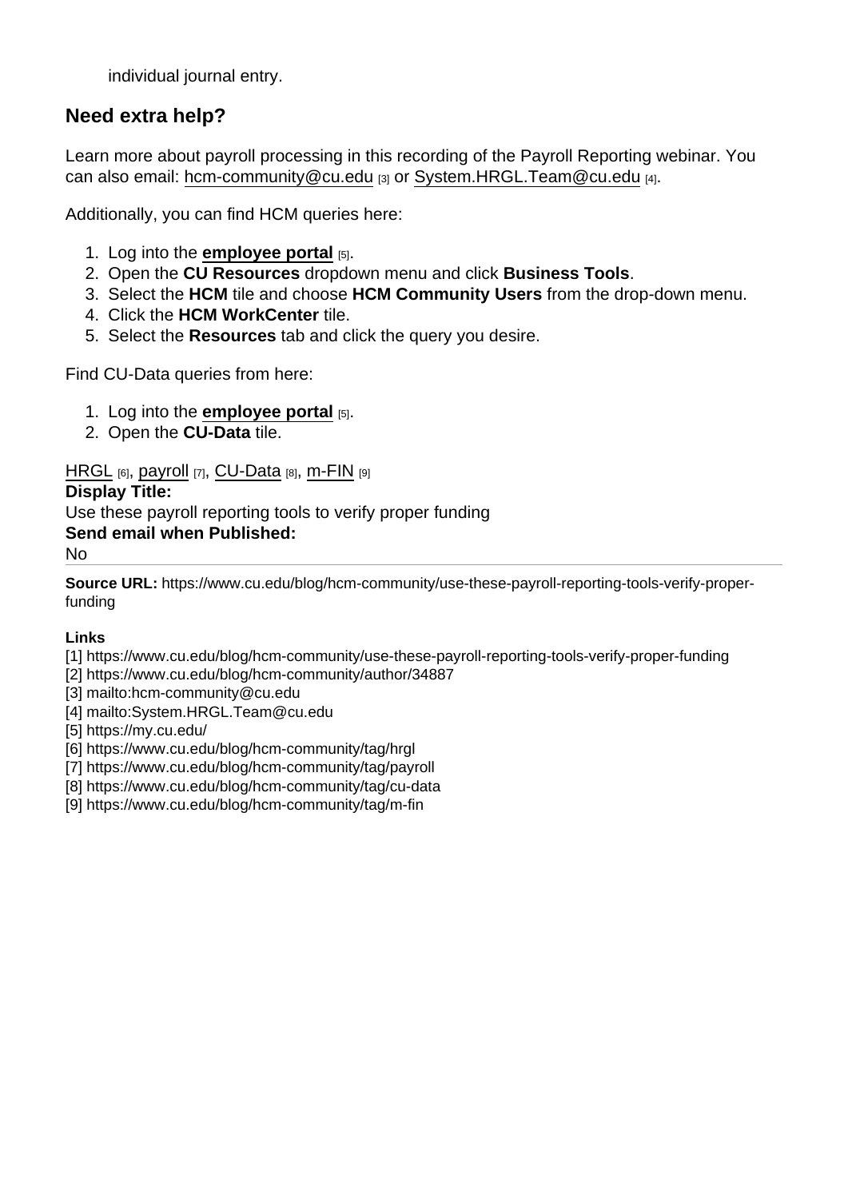individual journal entry.

## Need extra help?

Learn more about payroll processing in this recording of the Payroll Reporting webinar. You can also email: hcm-community@cu.edu [3] or System.HRGL.Team@cu.edu [4].

Additionally, you can find HCM queries here:

1. Log into the **employee portal** [5].
2. Open the **CU Resources** dropdown menu and click **Business Tools**.
3. Select the **HCM** tile and choose **HCM Community Users** from the drop-down menu.
4. Click the **HCM WorkCenter** tile.
5. Select the **Resources** tab and click the query you desire.

Find CU-Data queries from here:

1. Log into the **employee portal** [5].
2. Open the **CU-Data** tile.

HRGL [6], payroll [7], CU-Data [8], m-FIN [9]

**Display Title:**

Use these payroll reporting tools to verify proper funding

**Send email when Published:**

No

**Source URL:** https://www.cu.edu/blog/hcm-community/use-these-payroll-reporting-tools-verify-proper-funding

**Links**

[1] https://www.cu.edu/blog/hcm-community/use-these-payroll-reporting-tools-verify-proper-funding
[2] https://www.cu.edu/blog/hcm-community/author/34887
[3] mailto:hcm-community@cu.edu
[4] mailto:System.HRGL.Team@cu.edu
[5] https://my.cu.edu/
[6] https://www.cu.edu/blog/hcm-community/tag/hrgl
[7] https://www.cu.edu/blog/hcm-community/tag/payroll
[8] https://www.cu.edu/blog/hcm-community/tag/cu-data
[9] https://www.cu.edu/blog/hcm-community/tag/m-fin